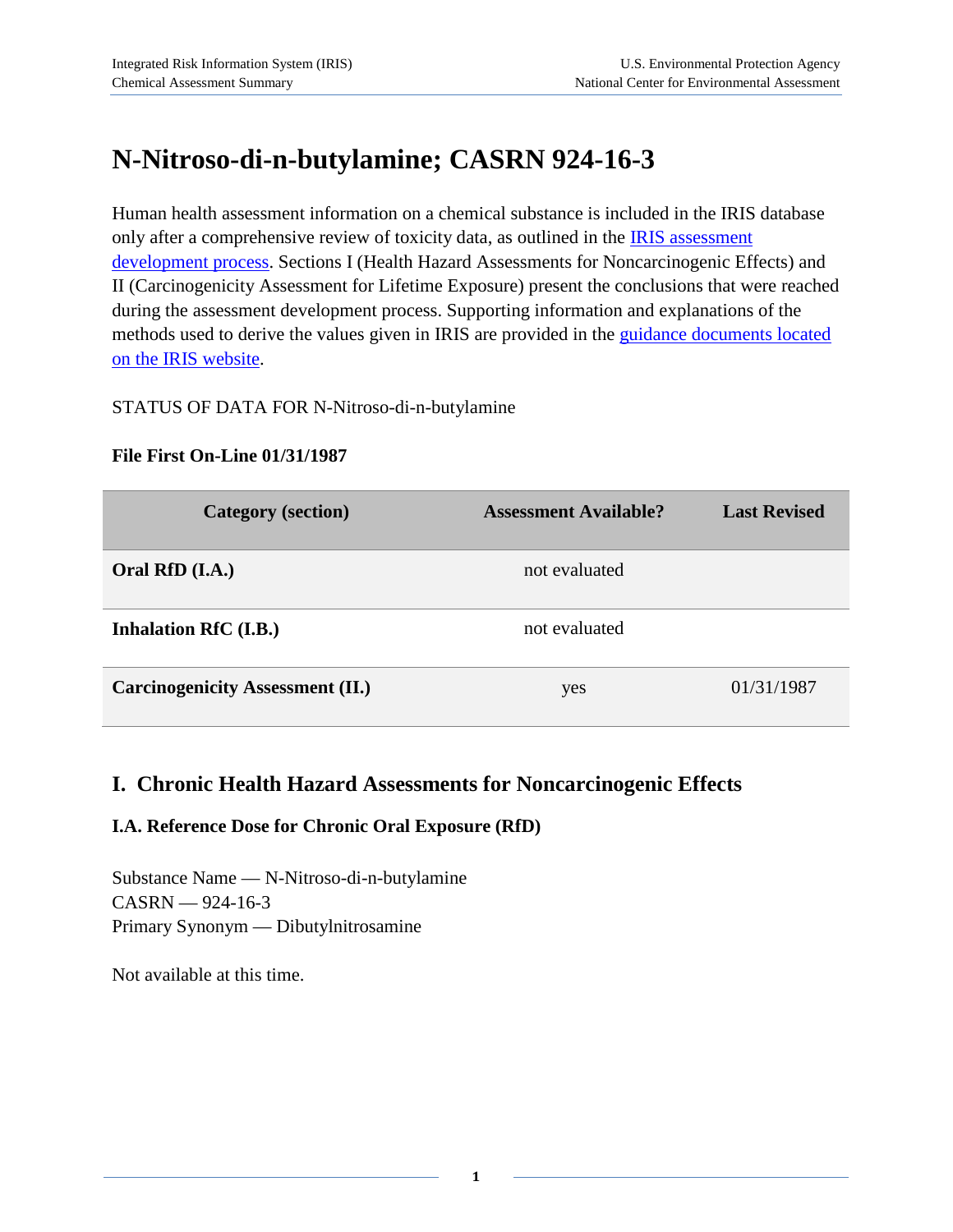# N-Nitroso-di-n-butylamine; CASRN 924-16-3

Human health assessment information on a chemical substance is included in the IRIS database only after a comprehensive review of toxicity data, as outlined in the IRIS assessment development process. Sections I (Health Hazard Assessments for Noncarcinogenic Effects) and II (Carcinogenicity Assessment for Lifetime Exposure) present the conclusions that were reached during the assessment development process. Supporting information and explanations of the methods used to derive the values given in IRIS are provided in the guidance documents located on the IRIS website.

STATUS OF DATA FOR N-Nitroso-di-n-butylamine

**File First On-Line 01/31/1987**

| Category (section) | Assessment Available? | Last Revised |
| --- | --- | --- |
| **Oral RfD (I.A.)** | not evaluated | |
| **Inhalation RfC (I.B.)** | not evaluated | |
| **Carcinogenicity Assessment (II.)** | yes | 01/31/1987 |

## I. Chronic Health Hazard Assessments for Noncarcinogenic Effects

### I.A. Reference Dose for Chronic Oral Exposure (RfD)

Substance Name — N-Nitroso-di-n-butylamine
CASRN — 924-16-3
Primary Synonym — Dibutylnitrosamine

Not available at this time.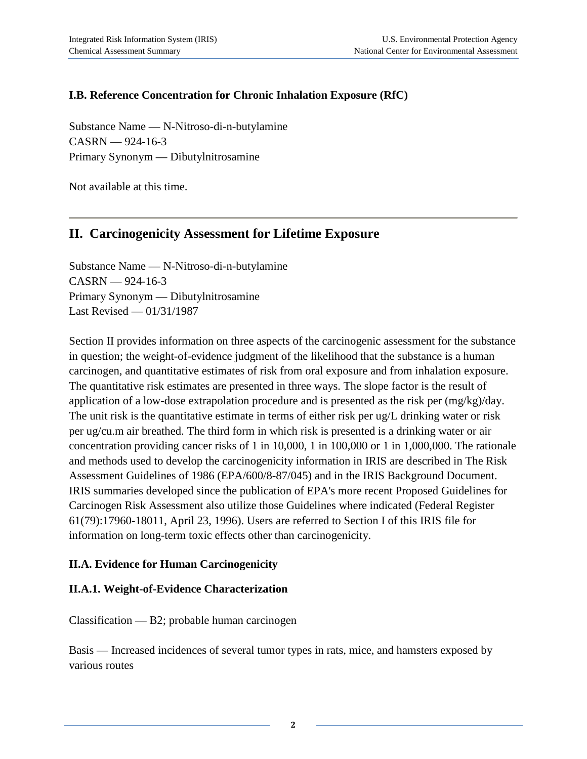### I.B. Reference Concentration for Chronic Inhalation Exposure (RfC)

Substance Name — N-Nitroso-di-n-butylamine
CASRN — 924-16-3
Primary Synonym — Dibutylnitrosamine

Not available at this time.

---

## II. Carcinogenicity Assessment for Lifetime Exposure

Substance Name — N-Nitroso-di-n-butylamine
CASRN — 924-16-3
Primary Synonym — Dibutylnitrosamine
Last Revised — 01/31/1987

Section II provides information on three aspects of the carcinogenic assessment for the substance in question; the weight-of-evidence judgment of the likelihood that the substance is a human carcinogen, and quantitative estimates of risk from oral exposure and from inhalation exposure. The quantitative risk estimates are presented in three ways. The slope factor is the result of application of a low-dose extrapolation procedure and is presented as the risk per (mg/kg)/day. The unit risk is the quantitative estimate in terms of either risk per ug/L drinking water or risk per ug/cu.m air breathed. The third form in which risk is presented is a drinking water or air concentration providing cancer risks of 1 in 10,000, 1 in 100,000 or 1 in 1,000,000. The rationale and methods used to develop the carcinogenicity information in IRIS are described in The Risk Assessment Guidelines of 1986 (EPA/600/8-87/045) and in the IRIS Background Document. IRIS summaries developed since the publication of EPA's more recent Proposed Guidelines for Carcinogen Risk Assessment also utilize those Guidelines where indicated (Federal Register 61(79):17960-18011, April 23, 1996). Users are referred to Section I of this IRIS file for information on long-term toxic effects other than carcinogenicity.

### II.A. Evidence for Human Carcinogenicity

### II.A.1. Weight-of-Evidence Characterization

Classification — B2; probable human carcinogen

Basis — Increased incidences of several tumor types in rats, mice, and hamsters exposed by various routes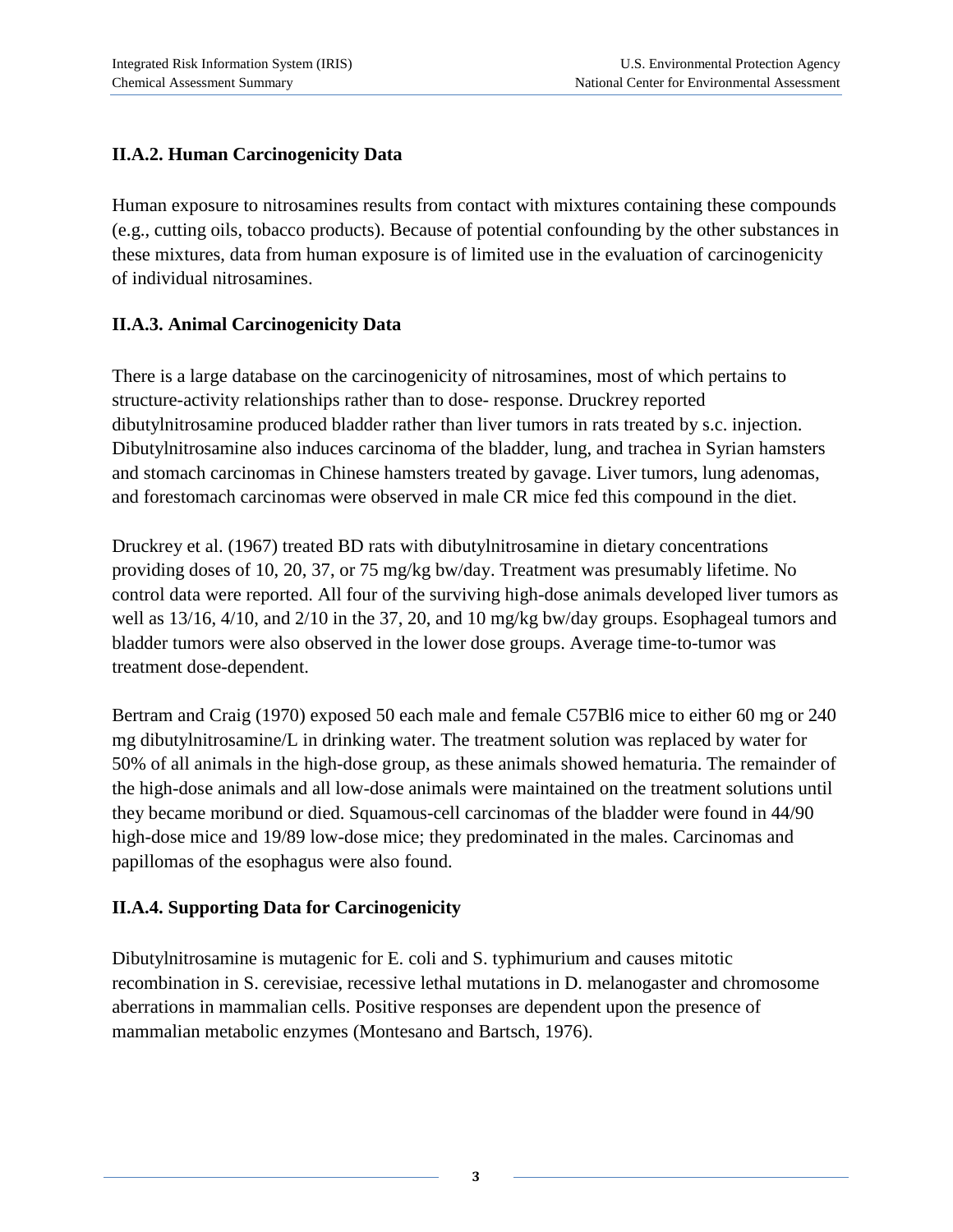### II.A.2. Human Carcinogenicity Data

Human exposure to nitrosamines results from contact with mixtures containing these compounds (e.g., cutting oils, tobacco products). Because of potential confounding by the other substances in these mixtures, data from human exposure is of limited use in the evaluation of carcinogenicity of individual nitrosamines.

### II.A.3. Animal Carcinogenicity Data

There is a large database on the carcinogenicity of nitrosamines, most of which pertains to structure-activity relationships rather than to dose- response. Druckrey reported dibutylnitrosamine produced bladder rather than liver tumors in rats treated by s.c. injection. Dibutylnitrosamine also induces carcinoma of the bladder, lung, and trachea in Syrian hamsters and stomach carcinomas in Chinese hamsters treated by gavage. Liver tumors, lung adenomas, and forestomach carcinomas were observed in male CR mice fed this compound in the diet.

Druckrey et al. (1967) treated BD rats with dibutylnitrosamine in dietary concentrations providing doses of 10, 20, 37, or 75 mg/kg bw/day. Treatment was presumably lifetime. No control data were reported. All four of the surviving high-dose animals developed liver tumors as well as 13/16, 4/10, and 2/10 in the 37, 20, and 10 mg/kg bw/day groups. Esophageal tumors and bladder tumors were also observed in the lower dose groups. Average time-to-tumor was treatment dose-dependent.

Bertram and Craig (1970) exposed 50 each male and female C57Bl6 mice to either 60 mg or 240 mg dibutylnitrosamine/L in drinking water. The treatment solution was replaced by water for 50% of all animals in the high-dose group, as these animals showed hematuria. The remainder of the high-dose animals and all low-dose animals were maintained on the treatment solutions until they became moribund or died. Squamous-cell carcinomas of the bladder were found in 44/90 high-dose mice and 19/89 low-dose mice; they predominated in the males. Carcinomas and papillomas of the esophagus were also found.

### II.A.4. Supporting Data for Carcinogenicity

Dibutylnitrosamine is mutagenic for E. coli and S. typhimurium and causes mitotic recombination in S. cerevisiae, recessive lethal mutations in D. melanogaster and chromosome aberrations in mammalian cells. Positive responses are dependent upon the presence of mammalian metabolic enzymes (Montesano and Bartsch, 1976).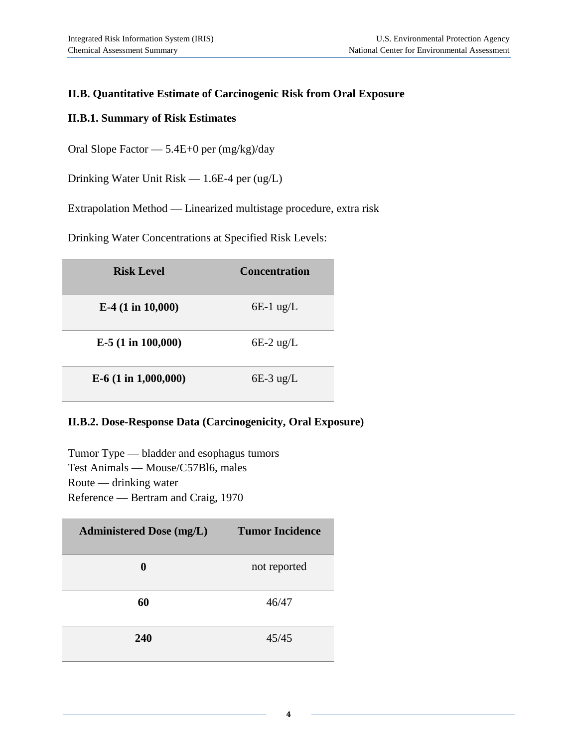## II.B. Quantitative Estimate of Carcinogenic Risk from Oral Exposure

### II.B.1. Summary of Risk Estimates

Oral Slope Factor — 5.4E+0 per (mg/kg)/day

Drinking Water Unit Risk — 1.6E-4 per (ug/L)

Extrapolation Method — Linearized multistage procedure, extra risk

Drinking Water Concentrations at Specified Risk Levels:

| Risk Level | Concentration |
|---|---|
| **E-4 (1 in 10,000)** | 6E-1 ug/L |
| **E-5 (1 in 100,000)** | 6E-2 ug/L |
| **E-6 (1 in 1,000,000)** | 6E-3 ug/L |

### II.B.2. Dose-Response Data (Carcinogenicity, Oral Exposure)

Tumor Type — bladder and esophagus tumors
Test Animals — Mouse/C57Bl6, males
Route — drinking water
Reference — Bertram and Craig, 1970

| Administered Dose (mg/L) | Tumor Incidence |
|---|---|
| **0** | not reported |
| **60** | 46/47 |
| **240** | 45/45 |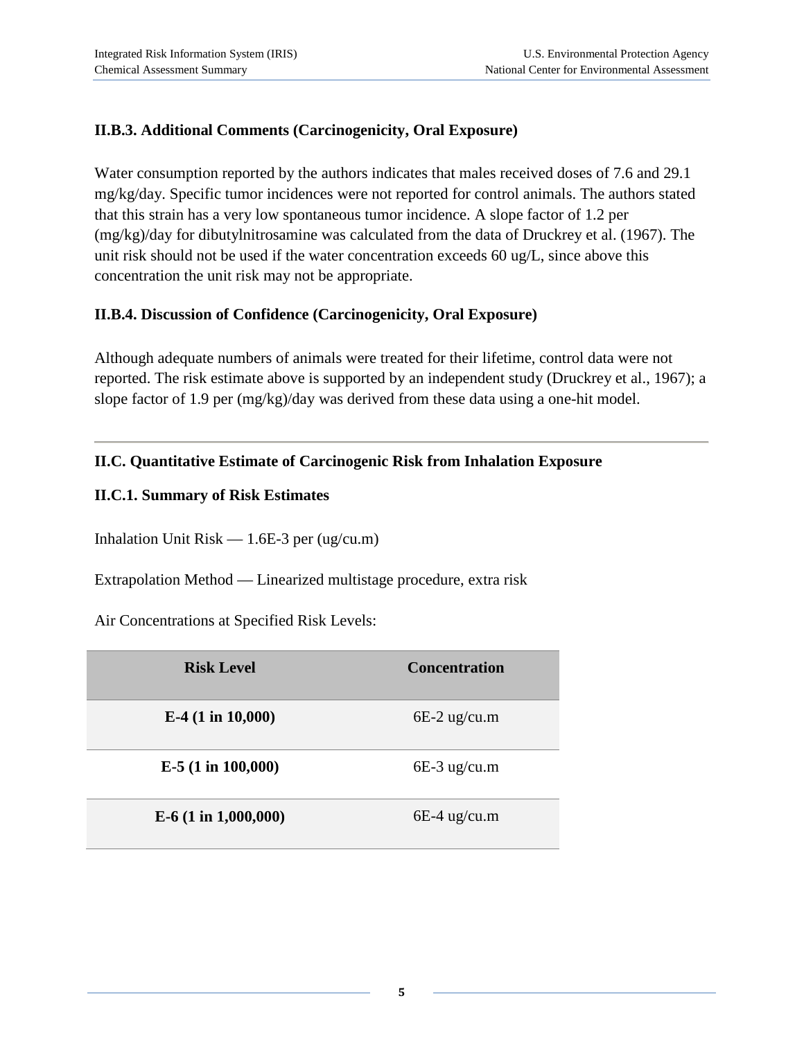### II.B.3. Additional Comments (Carcinogenicity, Oral Exposure)

Water consumption reported by the authors indicates that males received doses of 7.6 and 29.1 mg/kg/day. Specific tumor incidences were not reported for control animals. The authors stated that this strain has a very low spontaneous tumor incidence. A slope factor of 1.2 per (mg/kg)/day for dibutylnitrosamine was calculated from the data of Druckrey et al. (1967). The unit risk should not be used if the water concentration exceeds 60 ug/L, since above this concentration the unit risk may not be appropriate.

### II.B.4. Discussion of Confidence (Carcinogenicity, Oral Exposure)

Although adequate numbers of animals were treated for their lifetime, control data were not reported. The risk estimate above is supported by an independent study (Druckrey et al., 1967); a slope factor of 1.9 per (mg/kg)/day was derived from these data using a one-hit model.

---

### II.C. Quantitative Estimate of Carcinogenic Risk from Inhalation Exposure

### II.C.1. Summary of Risk Estimates

Inhalation Unit Risk — 1.6E-3 per (ug/cu.m)

Extrapolation Method — Linearized multistage procedure, extra risk

Air Concentrations at Specified Risk Levels:

| Risk Level | Concentration |
|---|---|
| **E-4 (1 in 10,000)** | 6E-2 ug/cu.m |
| **E-5 (1 in 100,000)** | 6E-3 ug/cu.m |
| **E-6 (1 in 1,000,000)** | 6E-4 ug/cu.m |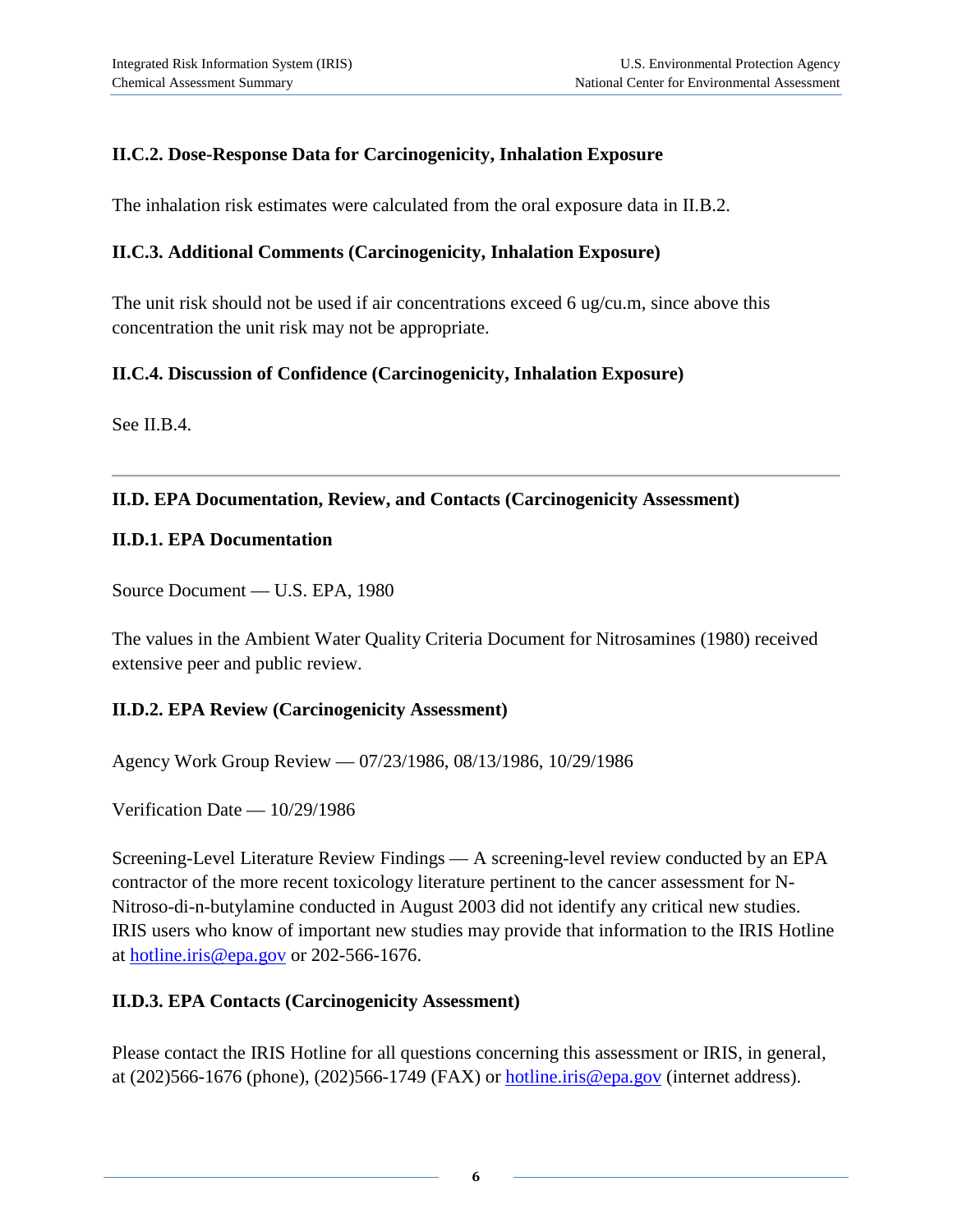### II.C.2. Dose-Response Data for Carcinogenicity, Inhalation Exposure

The inhalation risk estimates were calculated from the oral exposure data in II.B.2.

### II.C.3. Additional Comments (Carcinogenicity, Inhalation Exposure)

The unit risk should not be used if air concentrations exceed 6 ug/cu.m, since above this concentration the unit risk may not be appropriate.

### II.C.4. Discussion of Confidence (Carcinogenicity, Inhalation Exposure)

See II.B.4.

---

## II.D. EPA Documentation, Review, and Contacts (Carcinogenicity Assessment)

### II.D.1. EPA Documentation

Source Document — U.S. EPA, 1980

The values in the Ambient Water Quality Criteria Document for Nitrosamines (1980) received extensive peer and public review.

### II.D.2. EPA Review (Carcinogenicity Assessment)

Agency Work Group Review — 07/23/1986, 08/13/1986, 10/29/1986

Verification Date — 10/29/1986

Screening-Level Literature Review Findings — A screening-level review conducted by an EPA contractor of the more recent toxicology literature pertinent to the cancer assessment for N-Nitroso-di-n-butylamine conducted in August 2003 did not identify any critical new studies. IRIS users who know of important new studies may provide that information to the IRIS Hotline at hotline.iris@epa.gov or 202-566-1676.

### II.D.3. EPA Contacts (Carcinogenicity Assessment)

Please contact the IRIS Hotline for all questions concerning this assessment or IRIS, in general, at (202)566-1676 (phone), (202)566-1749 (FAX) or hotline.iris@epa.gov (internet address).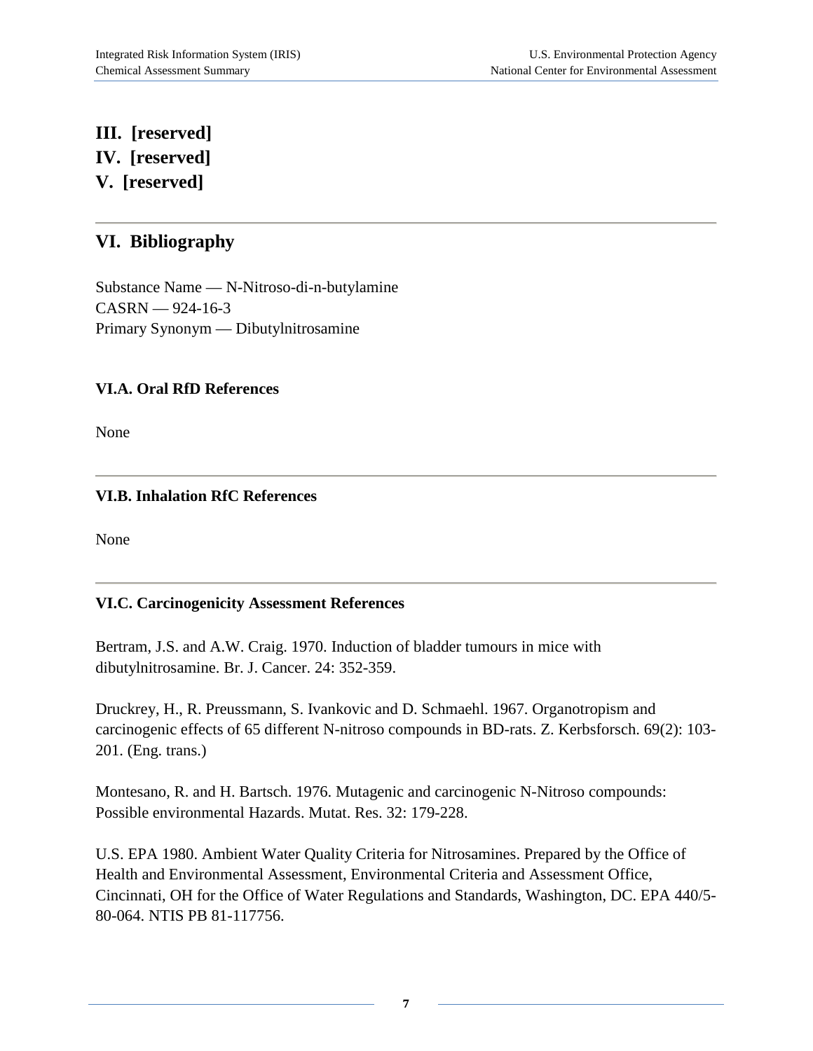## III. [reserved]

## IV. [reserved]

## V. [reserved]

## VI. Bibliography

Substance Name — N-Nitroso-di-n-butylamine
CASRN — 924-16-3
Primary Synonym — Dibutylnitrosamine

### VI.A. Oral RfD References

None

### VI.B. Inhalation RfC References

None

### VI.C. Carcinogenicity Assessment References

Bertram, J.S. and A.W. Craig. 1970. Induction of bladder tumours in mice with dibutylnitrosamine. Br. J. Cancer. 24: 352-359.

Druckrey, H., R. Preussmann, S. Ivankovic and D. Schmaehl. 1967. Organotropism and carcinogenic effects of 65 different N-nitroso compounds in BD-rats. Z. Kerbsforsch. 69(2): 103-201. (Eng. trans.)

Montesano, R. and H. Bartsch. 1976. Mutagenic and carcinogenic N-Nitroso compounds: Possible environmental Hazards. Mutat. Res. 32: 179-228.

U.S. EPA 1980. Ambient Water Quality Criteria for Nitrosamines. Prepared by the Office of Health and Environmental Assessment, Environmental Criteria and Assessment Office, Cincinnati, OH for the Office of Water Regulations and Standards, Washington, DC. EPA 440/5-80-064. NTIS PB 81-117756.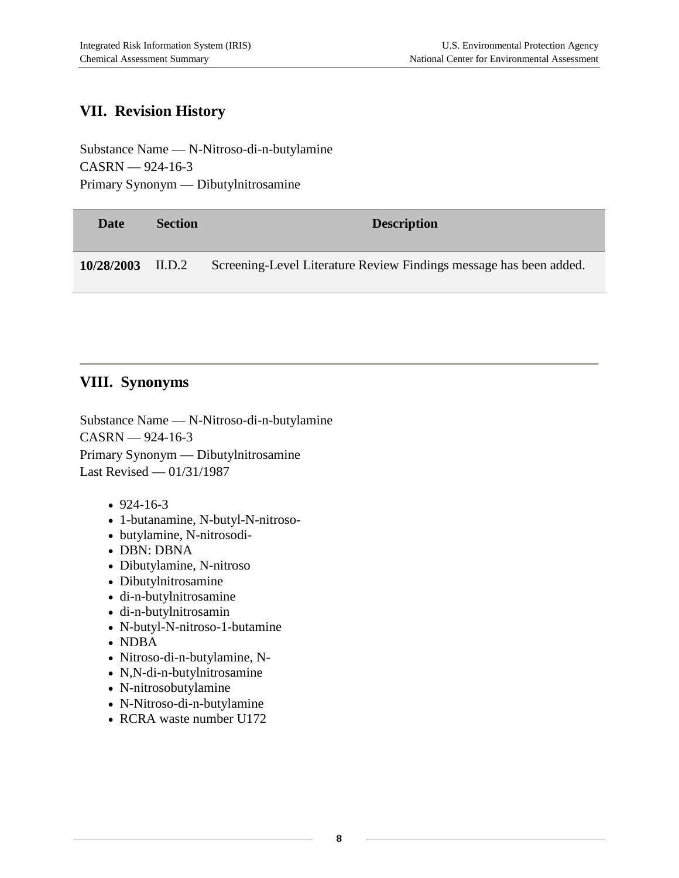## VII. Revision History

Substance Name — N-Nitroso-di-n-butylamine
CASRN — 924-16-3
Primary Synonym — Dibutylnitrosamine

| Date | Section | Description |
| --- | --- | --- |
| **10/28/2003** | II.D.2 | Screening-Level Literature Review Findings message has been added. |

## VIII. Synonyms

Substance Name — N-Nitroso-di-n-butylamine
CASRN — 924-16-3
Primary Synonym — Dibutylnitrosamine
Last Revised — 01/31/1987

- 924-16-3
- 1-butanamine, N-butyl-N-nitroso-
- butylamine, N-nitrosodi-
- DBN: DBNA
- Dibutylamine, N-nitroso
- Dibutylnitrosamine
- di-n-butylnitrosamine
- di-n-butylnitrosamin
- N-butyl-N-nitroso-1-butamine
- NDBA
- Nitroso-di-n-butylamine, N-
- N,N-di-n-butylnitrosamine
- N-nitrosobutylamine
- N-Nitroso-di-n-butylamine
- RCRA waste number U172